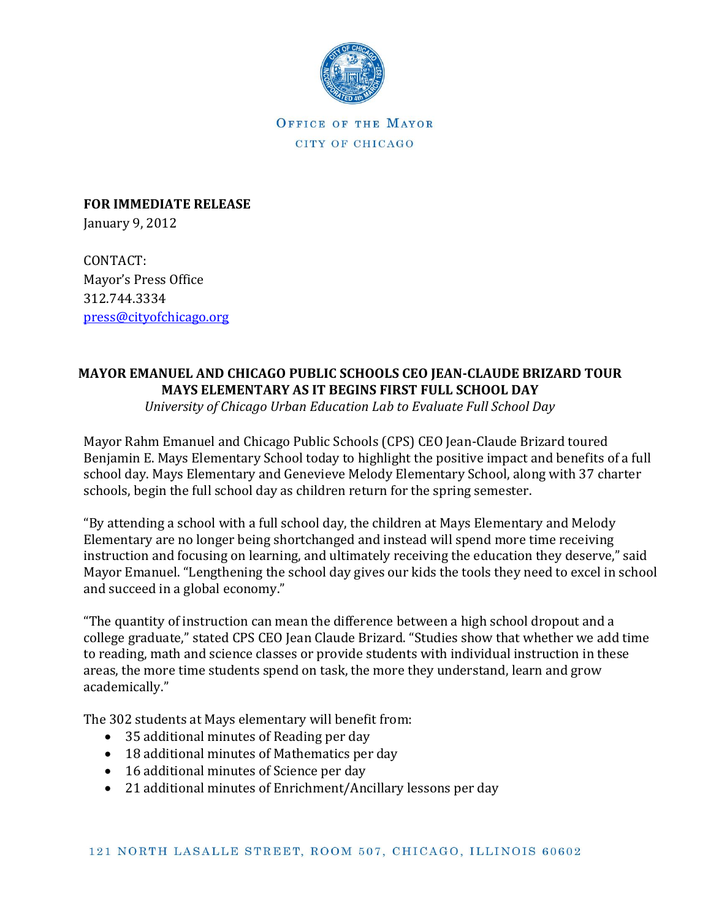OFFICE OF THE MAYOR

CITY OF CHICAGO

**FOR IMMEDIATE RELEASE**
January 9, 2012

CONTACT:
Mayor's Press Office
312.744.3334
press@cityofchicago.org

## MAYOR EMANUEL AND CHICAGO PUBLIC SCHOOLS CEO JEAN-CLAUDE BRIZARD TOUR MAYS ELEMENTARY AS IT BEGINS FIRST FULL SCHOOL DAY

*University of Chicago Urban Education Lab to Evaluate Full School Day*

Mayor Rahm Emanuel and Chicago Public Schools (CPS) CEO Jean-Claude Brizard toured Benjamin E. Mays Elementary School today to highlight the positive impact and benefits of a full school day. Mays Elementary and Genevieve Melody Elementary School, along with 37 charter schools, begin the full school day as children return for the spring semester.

"By attending a school with a full school day, the children at Mays Elementary and Melody Elementary are no longer being shortchanged and instead will spend more time receiving instruction and focusing on learning, and ultimately receiving the education they deserve," said Mayor Emanuel. "Lengthening the school day gives our kids the tools they need to excel in school and succeed in a global economy."

"The quantity of instruction can mean the difference between a high school dropout and a college graduate," stated CPS CEO Jean Claude Brizard. "Studies show that whether we add time to reading, math and science classes or provide students with individual instruction in these areas, the more time students spend on task, the more they understand, learn and grow academically."

The 302 students at Mays elementary will benefit from:

- 35 additional minutes of Reading per day
- 18 additional minutes of Mathematics per day
- 16 additional minutes of Science per day
- 21 additional minutes of Enrichment/Ancillary lessons per day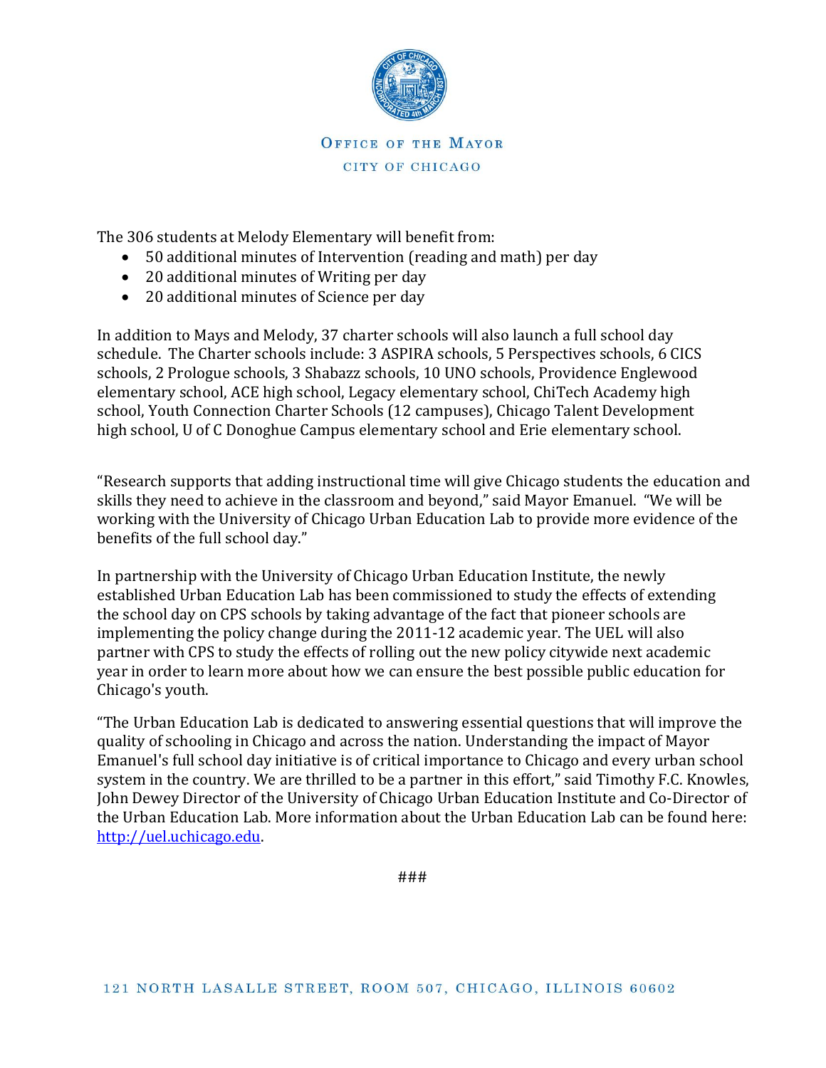The 306 students at Melody Elementary will benefit from:

- 50 additional minutes of Intervention (reading and math) per day
- 20 additional minutes of Writing per day
- 20 additional minutes of Science per day

In addition to Mays and Melody, 37 charter schools will also launch a full school day schedule. The Charter schools include: 3 ASPIRA schools, 5 Perspectives schools, 6 CICS schools, 2 Prologue schools, 3 Shabazz schools, 10 UNO schools, Providence Englewood elementary school, ACE high school, Legacy elementary school, ChiTech Academy high school, Youth Connection Charter Schools (12 campuses), Chicago Talent Development high school, U of C Donoghue Campus elementary school and Erie elementary school.

"Research supports that adding instructional time will give Chicago students the education and skills they need to achieve in the classroom and beyond," said Mayor Emanuel. "We will be working with the University of Chicago Urban Education Lab to provide more evidence of the benefits of the full school day."

In partnership with the University of Chicago Urban Education Institute, the newly established Urban Education Lab has been commissioned to study the effects of extending the school day on CPS schools by taking advantage of the fact that pioneer schools are implementing the policy change during the 2011-12 academic year. The UEL will also partner with CPS to study the effects of rolling out the new policy citywide next academic year in order to learn more about how we can ensure the best possible public education for Chicago's youth.

"The Urban Education Lab is dedicated to answering essential questions that will improve the quality of schooling in Chicago and across the nation. Understanding the impact of Mayor Emanuel's full school day initiative is of critical importance to Chicago and every urban school system in the country. We are thrilled to be a partner in this effort," said Timothy F.C. Knowles, John Dewey Director of the University of Chicago Urban Education Institute and Co-Director of the Urban Education Lab. More information about the Urban Education Lab can be found here: http://uel.uchicago.edu.

###